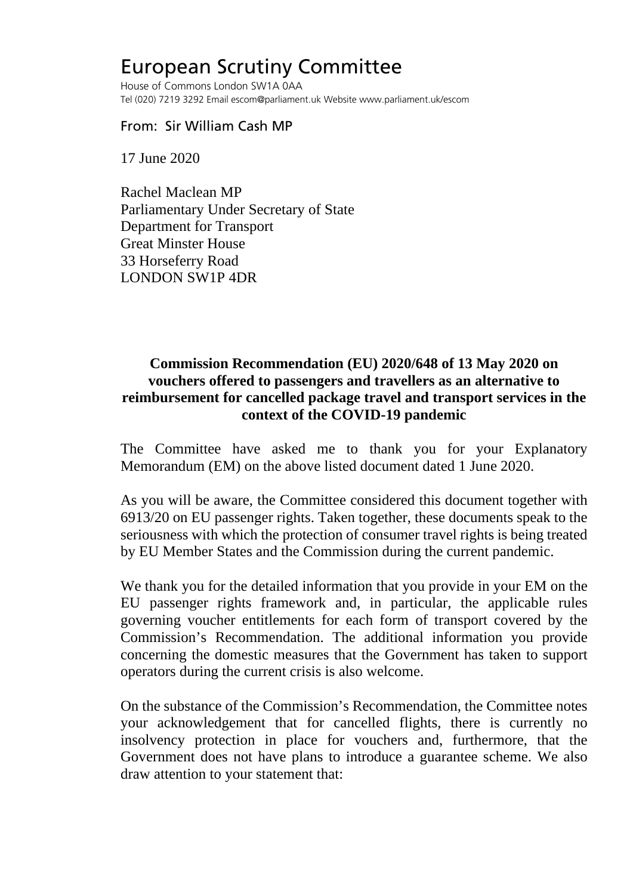# European Scrutiny Committee

House of Commons London SW1A 0AA
Tel (020) 7219 3292 Email escom@parliament.uk Website www.parliament.uk/escom

From: Sir William Cash MP

17 June 2020

Rachel Maclean MP
Parliamentary Under Secretary of State
Department for Transport
Great Minster House
33 Horseferry Road
LONDON SW1P 4DR

**Commission Recommendation (EU) 2020/648 of 13 May 2020 on vouchers offered to passengers and travellers as an alternative to reimbursement for cancelled package travel and transport services in the context of the COVID-19 pandemic**

The Committee have asked me to thank you for your Explanatory Memorandum (EM) on the above listed document dated 1 June 2020.

As you will be aware, the Committee considered this document together with 6913/20 on EU passenger rights. Taken together, these documents speak to the seriousness with which the protection of consumer travel rights is being treated by EU Member States and the Commission during the current pandemic.

We thank you for the detailed information that you provide in your EM on the EU passenger rights framework and, in particular, the applicable rules governing voucher entitlements for each form of transport covered by the Commission's Recommendation. The additional information you provide concerning the domestic measures that the Government has taken to support operators during the current crisis is also welcome.

On the substance of the Commission's Recommendation, the Committee notes your acknowledgement that for cancelled flights, there is currently no insolvency protection in place for vouchers and, furthermore, that the Government does not have plans to introduce a guarantee scheme. We also draw attention to your statement that: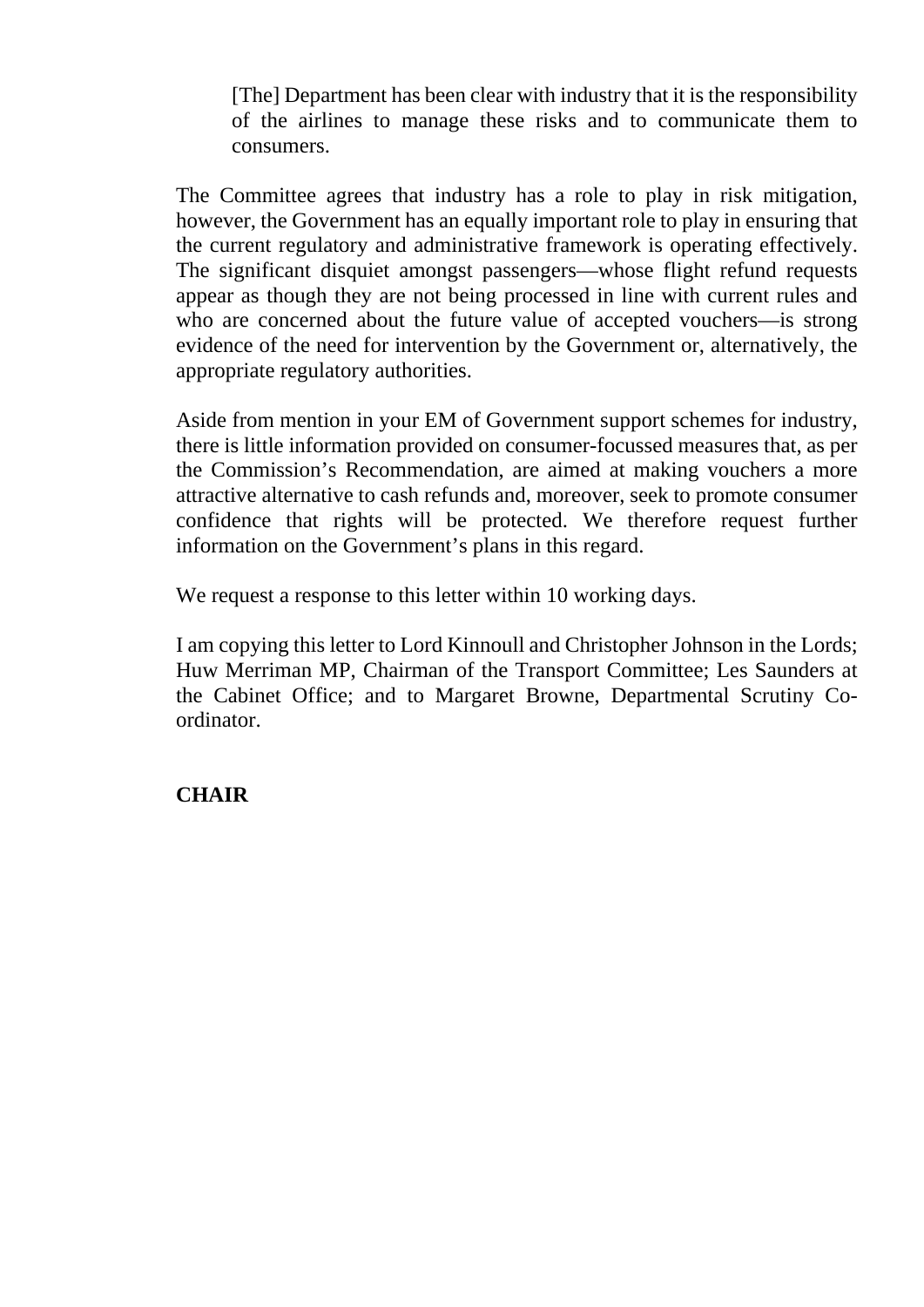> [The] Department has been clear with industry that it is the responsibility of the airlines to manage these risks and to communicate them to consumers.

The Committee agrees that industry has a role to play in risk mitigation, however, the Government has an equally important role to play in ensuring that the current regulatory and administrative framework is operating effectively. The significant disquiet amongst passengers—whose flight refund requests appear as though they are not being processed in line with current rules and who are concerned about the future value of accepted vouchers—is strong evidence of the need for intervention by the Government or, alternatively, the appropriate regulatory authorities.

Aside from mention in your EM of Government support schemes for industry, there is little information provided on consumer-focussed measures that, as per the Commission's Recommendation, are aimed at making vouchers a more attractive alternative to cash refunds and, moreover, seek to promote consumer confidence that rights will be protected. We therefore request further information on the Government's plans in this regard.

We request a response to this letter within 10 working days.

I am copying this letter to Lord Kinnoull and Christopher Johnson in the Lords; Huw Merriman MP, Chairman of the Transport Committee; Les Saunders at the Cabinet Office; and to Margaret Browne, Departmental Scrutiny Co-ordinator.

**CHAIR**